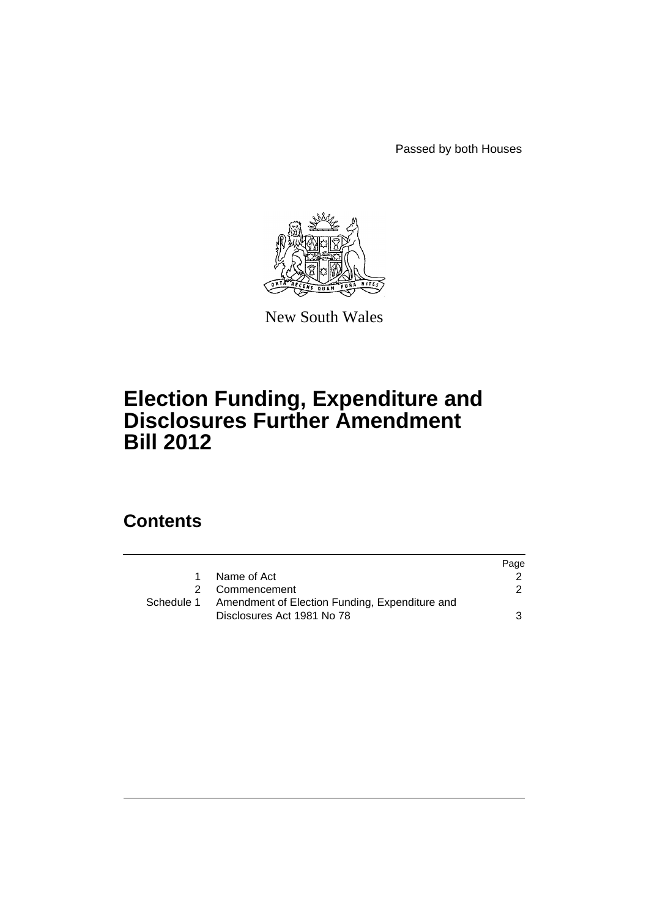Passed by both Houses

New South Wales

# Election Funding, Expenditure and Disclosures Further Amendment Bill 2012

## Contents

| | | Page |
|---|---|---|
| 1 | Name of Act | 2 |
| 2 | Commencement | 2 |
| Schedule 1 | Amendment of Election Funding, Expenditure and Disclosures Act 1981 No 78 | 3 |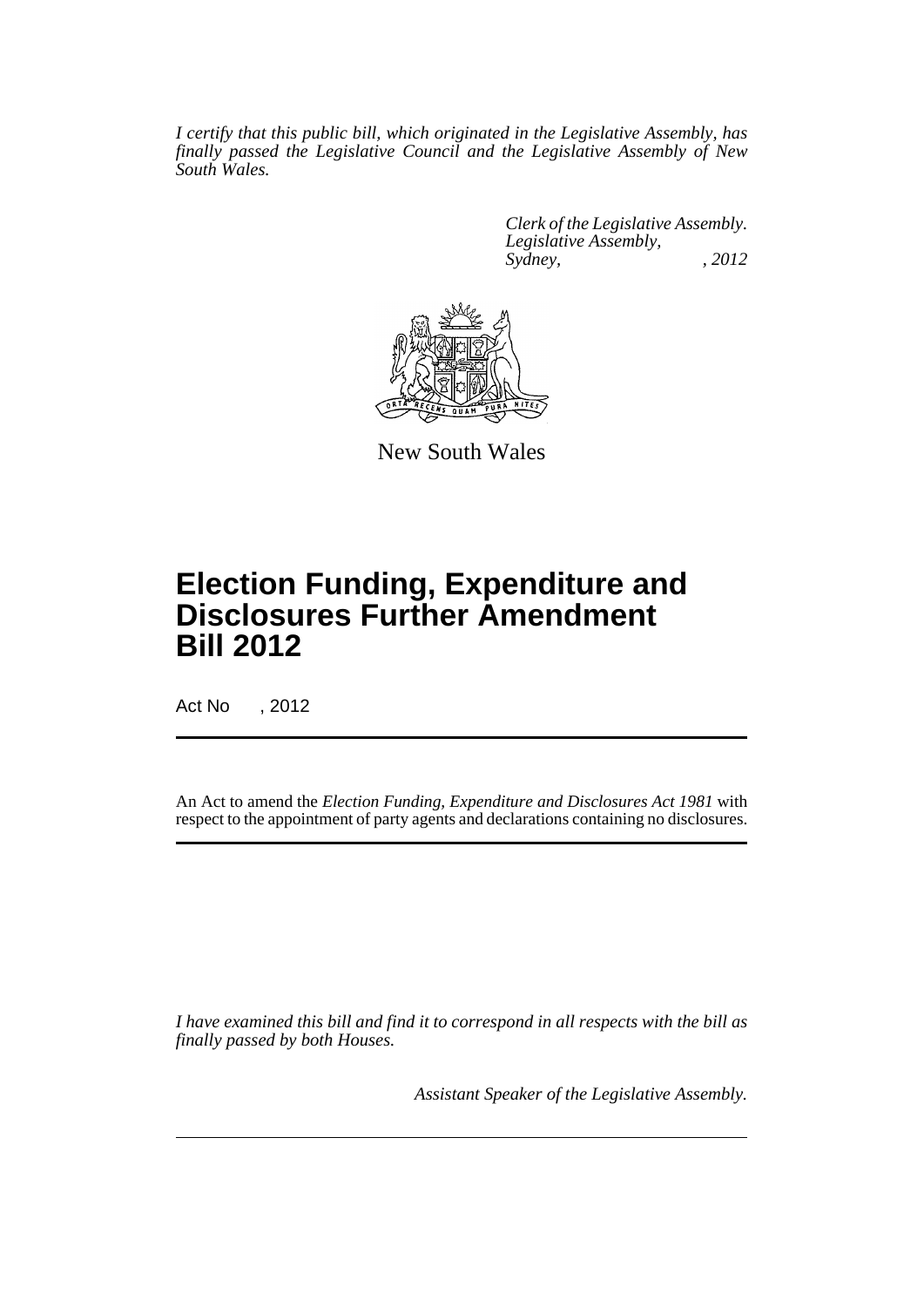*I certify that this public bill, which originated in the Legislative Assembly, has finally passed the Legislative Council and the Legislative Assembly of New South Wales.*

*Clerk of the Legislative Assembly.*
*Legislative Assembly,*
*Sydney, , 2012*

New South Wales

# Election Funding, Expenditure and Disclosures Further Amendment Bill 2012

Act No , 2012

An Act to amend the *Election Funding, Expenditure and Disclosures Act 1981* with respect to the appointment of party agents and declarations containing no disclosures.

*I have examined this bill and find it to correspond in all respects with the bill as finally passed by both Houses.*

*Assistant Speaker of the Legislative Assembly.*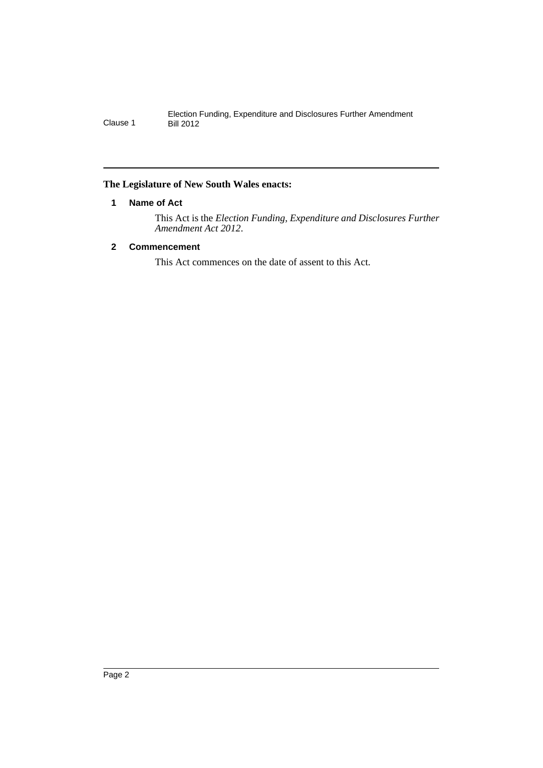**The Legislature of New South Wales enacts:**

## 1 Name of Act

This Act is the *Election Funding, Expenditure and Disclosures Further Amendment Act 2012*.

## 2 Commencement

This Act commences on the date of assent to this Act.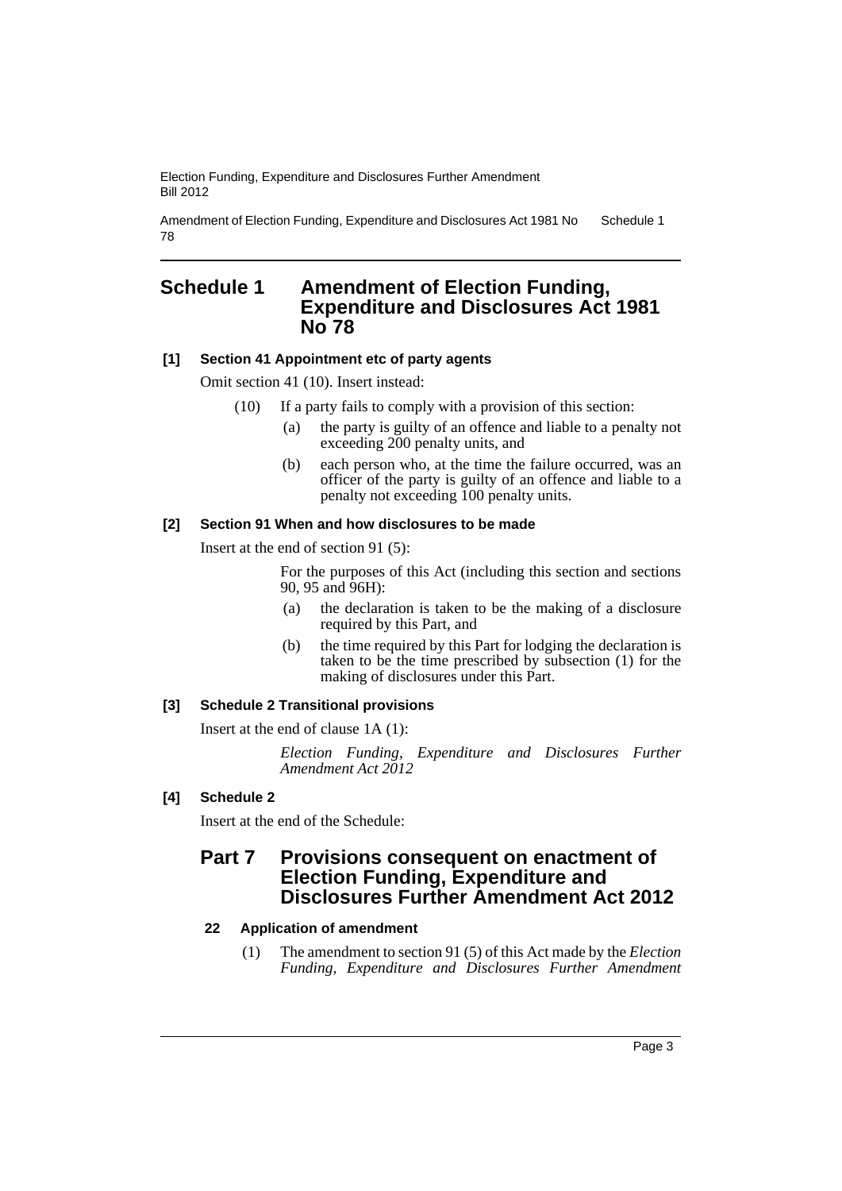# Schedule 1 Amendment of Election Funding, Expenditure and Disclosures Act 1981 No 78

### [1] Section 41 Appointment etc of party agents

Omit section 41 (10). Insert instead:

(10) If a party fails to comply with a provision of this section:

- (a) the party is guilty of an offence and liable to a penalty not exceeding 200 penalty units, and
- (b) each person who, at the time the failure occurred, was an officer of the party is guilty of an offence and liable to a penalty not exceeding 100 penalty units.

### [2] Section 91 When and how disclosures to be made

Insert at the end of section 91 (5):

For the purposes of this Act (including this section and sections 90, 95 and 96H):

- (a) the declaration is taken to be the making of a disclosure required by this Part, and
- (b) the time required by this Part for lodging the declaration is taken to be the time prescribed by subsection (1) for the making of disclosures under this Part.

### [3] Schedule 2 Transitional provisions

Insert at the end of clause 1A (1):

*Election Funding, Expenditure and Disclosures Further Amendment Act 2012*

### [4] Schedule 2

Insert at the end of the Schedule:

## Part 7 Provisions consequent on enactment of Election Funding, Expenditure and Disclosures Further Amendment Act 2012

### 22 Application of amendment

(1) The amendment to section 91 (5) of this Act made by the *Election Funding, Expenditure and Disclosures Further Amendment*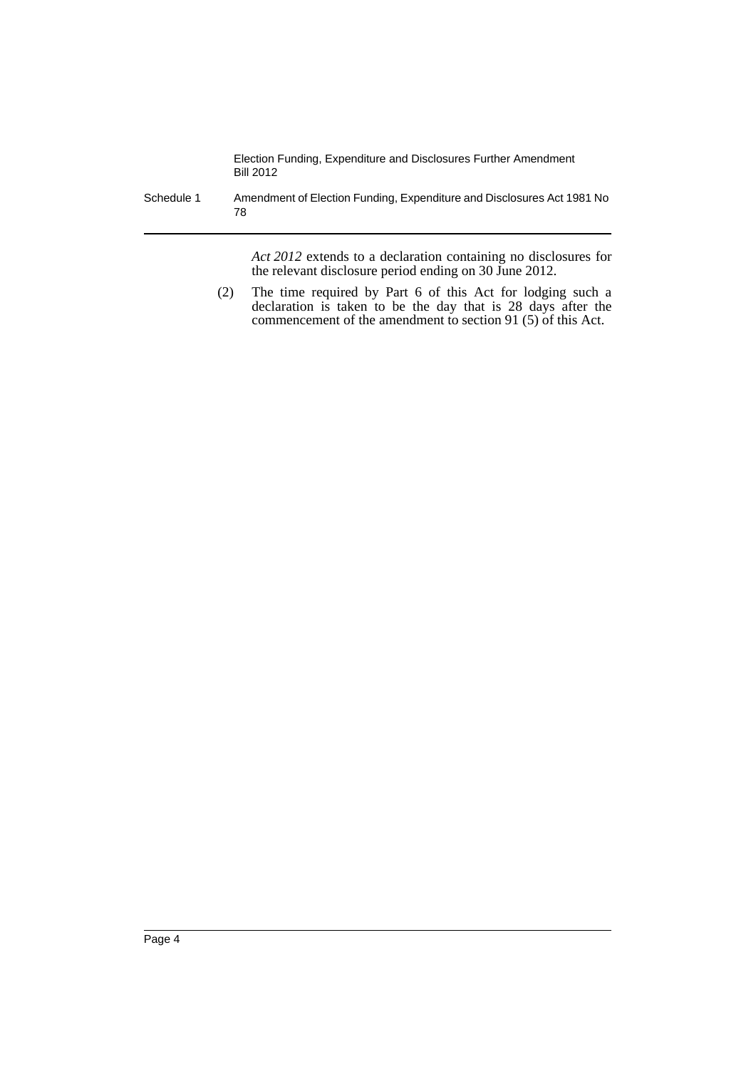*Act 2012* extends to a declaration containing no disclosures for the relevant disclosure period ending on 30 June 2012.

(2) The time required by Part 6 of this Act for lodging such a declaration is taken to be the day that is 28 days after the commencement of the amendment to section 91 (5) of this Act.